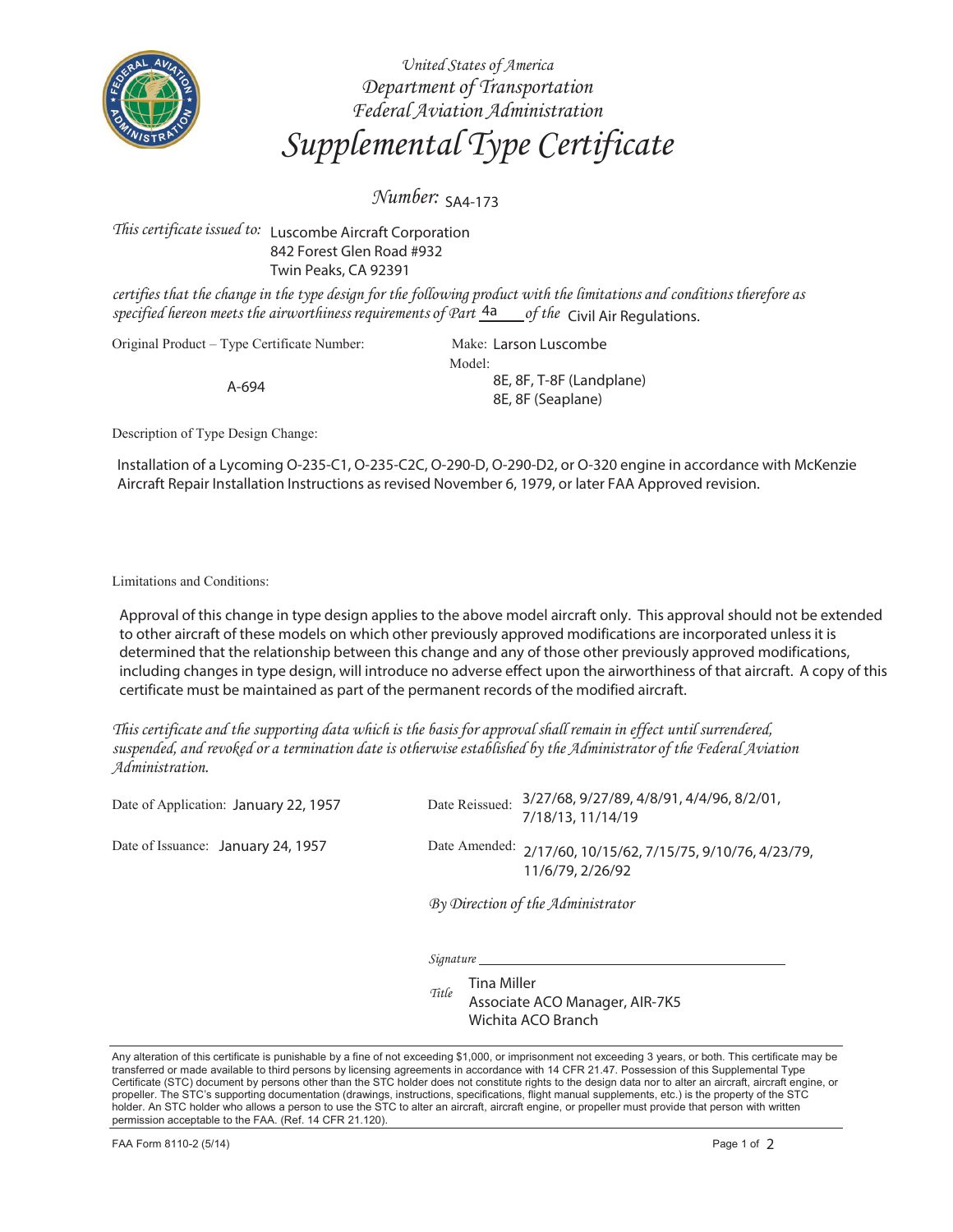United States of America
Department of Transportation
Federal Aviation Administration

# Supplemental Type Certificate

**Number:** SA4-173

*This certificate issued to:* Luscombe Aircraft Corporation
842 Forest Glen Road #932
Twin Peaks, CA 92391

*certifies that the change in the type design for the following product with the limitations and conditions therefore as specified hereon meets the airworthiness requirements of Part* 4a *of the* Civil Air Regulations.

Original Product – Type Certificate Number: A-694

Make: Larson Luscombe

Model:
8E, 8F, T-8F (Landplane)
8E, 8F (Seaplane)

Description of Type Design Change:

Installation of a Lycoming O-235-C1, O-235-C2C, O-290-D, O-290-D2, or O-320 engine in accordance with McKenzie Aircraft Repair Installation Instructions as revised November 6, 1979, or later FAA Approved revision.

Limitations and Conditions:

Approval of this change in type design applies to the above model aircraft only. This approval should not be extended to other aircraft of these models on which other previously approved modifications are incorporated unless it is determined that the relationship between this change and any of those other previously approved modifications, including changes in type design, will introduce no adverse effect upon the airworthiness of that aircraft. A copy of this certificate must be maintained as part of the permanent records of the modified aircraft.

*This certificate and the supporting data which is the basis for approval shall remain in effect until surrendered, suspended, and revoked or a termination date is otherwise established by the Administrator of the Federal Aviation Administration.*

Date of Application: January 22, 1957

Date of Issuance: January 24, 1957

Date Reissued: 3/27/68, 9/27/89, 4/8/91, 4/4/96, 8/2/01, 7/18/13, 11/14/19

Date Amended: 2/17/60, 10/15/62, 7/15/75, 9/10/76, 4/23/79, 11/6/79, 2/26/92

*By Direction of the Administrator*

*Signature* ____________________

*Title* Tina Miller
Associate ACO Manager, AIR-7K5
Wichita ACO Branch

Any alteration of this certificate is punishable by a fine of not exceeding $1,000, or imprisonment not exceeding 3 years, or both. This certificate may be transferred or made available to third persons by licensing agreements in accordance with 14 CFR 21.47. Possession of this Supplemental Type Certificate (STC) document by persons other than the STC holder does not constitute rights to the design data nor to alter an aircraft, aircraft engine, or propeller. The STC's supporting documentation (drawings, instructions, specifications, flight manual supplements, etc.) is the property of the STC holder. An STC holder who allows a person to use the STC to alter an aircraft, aircraft engine, or propeller must provide that person with written permission acceptable to the FAA. (Ref. 14 CFR 21.120).

FAA Form 8110-2 (5/14)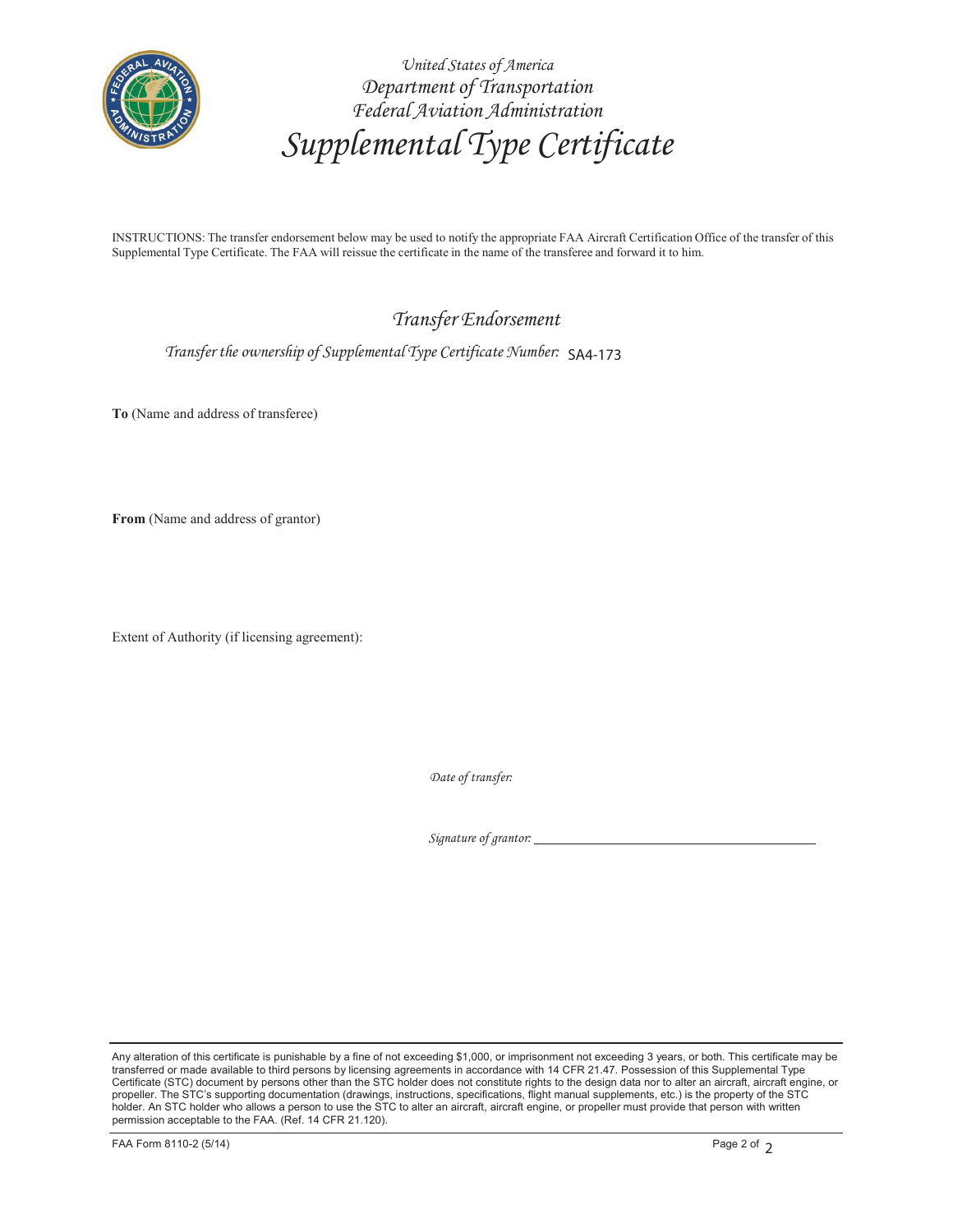United States of America
Department of Transportation
Federal Aviation Administration

# Supplemental Type Certificate

INSTRUCTIONS: The transfer endorsement below may be used to notify the appropriate FAA Aircraft Certification Office of the transfer of this Supplemental Type Certificate. The FAA will reissue the certificate in the name of the transferee and forward it to him.

## Transfer Endorsement

*Transfer the ownership of Supplemental Type Certificate Number:* SA4-173

**To** (Name and address of transferee)

**From** (Name and address of grantor)

Extent of Authority (if licensing agreement):

*Date of transfer:*

*Signature of grantor:* ______________________________

Any alteration of this certificate is punishable by a fine of not exceeding $1,000, or imprisonment not exceeding 3 years, or both. This certificate may be transferred or made available to third persons by licensing agreements in accordance with 14 CFR 21.47. Possession of this Supplemental Type Certificate (STC) document by persons other than the STC holder does not constitute rights to the design data nor to alter an aircraft, aircraft engine, or propeller. The STC's supporting documentation (drawings, instructions, specifications, flight manual supplements, etc.) is the property of the STC holder. An STC holder who allows a person to use the STC to alter an aircraft, aircraft engine, or propeller must provide that person with written permission acceptable to the FAA. (Ref. 14 CFR 21.120).

FAA Form 8110-2 (5/14)